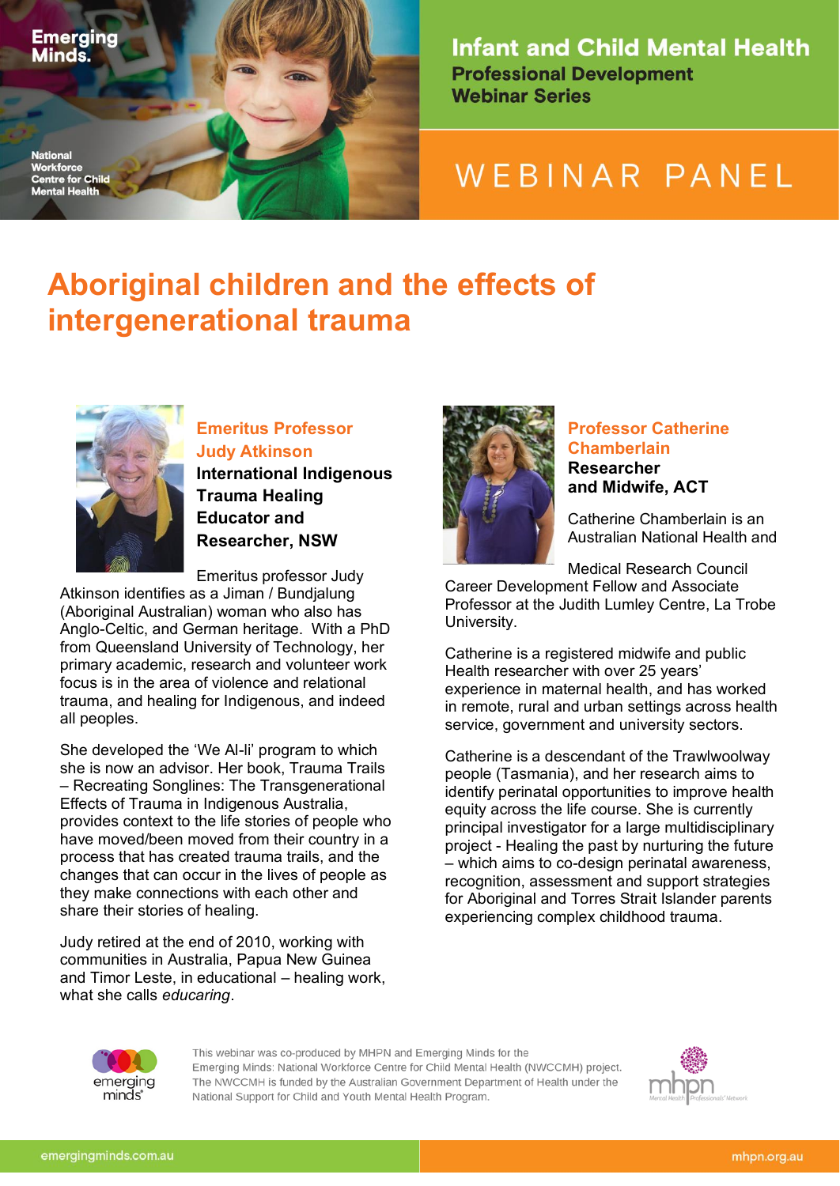Emerging Minds.

National Workforce Centre for Child Mental Health

**Infant and Child Mental Health**
**Professional Development Webinar Series**

WEBINAR PANEL

# Aboriginal children and the effects of intergenerational trauma

### Emeritus Professor Judy Atkinson

**International Indigenous Trauma Healing Educator and Researcher, NSW**

Emeritus professor Judy Atkinson identifies as a Jiman / Bundjalung (Aboriginal Australian) woman who also has Anglo-Celtic, and German heritage. With a PhD from Queensland University of Technology, her primary academic, research and volunteer work focus is in the area of violence and relational trauma, and healing for Indigenous, and indeed all peoples.

She developed the 'We Al-li' program to which she is now an advisor. Her book, Trauma Trails – Recreating Songlines: The Transgenerational Effects of Trauma in Indigenous Australia, provides context to the life stories of people who have moved/been moved from their country in a process that has created trauma trails, and the changes that can occur in the lives of people as they make connections with each other and share their stories of healing.

Judy retired at the end of 2010, working with communities in Australia, Papua New Guinea and Timor Leste, in educational – healing work, what she calls *educaring*.

### Professor Catherine Chamberlain

**Researcher and Midwife, ACT**

Catherine Chamberlain is an Australian National Health and Medical Research Council Career Development Fellow and Associate Professor at the Judith Lumley Centre, La Trobe University.

Catherine is a registered midwife and public Health researcher with over 25 years' experience in maternal health, and has worked in remote, rural and urban settings across health service, government and university sectors.

Catherine is a descendant of the Trawlwoolway people (Tasmania), and her research aims to identify perinatal opportunities to improve health equity across the life course. She is currently principal investigator for a large multidisciplinary project - Healing the past by nurturing the future – which aims to co-design perinatal awareness, recognition, assessment and support strategies for Aboriginal and Torres Strait Islander parents experiencing complex childhood trauma.

This webinar was co-produced by MHPN and Emerging Minds for the Emerging Minds: National Workforce Centre for Child Mental Health (NWCCMH) project. The NWCCMH is funded by the Australian Government Department of Health under the National Support for Child and Youth Mental Health Program.

emergingminds.com.au

mhpn.org.au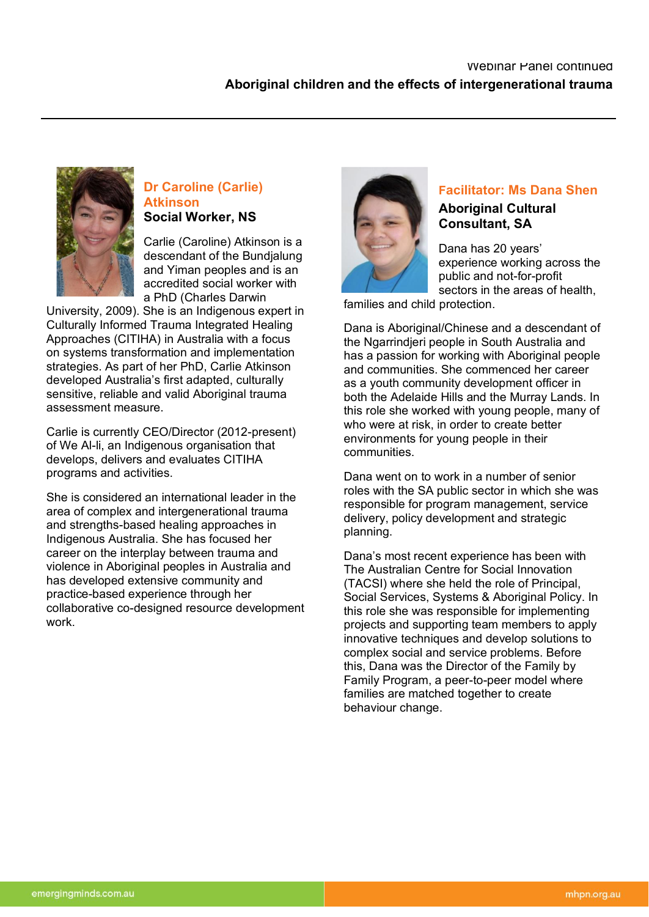Webinar Panel continued

## Aboriginal children and the effects of intergenerational trauma

### Dr Caroline (Carlie) Atkinson

**Social Worker, NS**

Carlie (Caroline) Atkinson is a descendant of the Bundjalung and Yiman peoples and is an accredited social worker with a PhD (Charles Darwin University, 2009). She is an Indigenous expert in Culturally Informed Trauma Integrated Healing Approaches (CITIHA) in Australia with a focus on systems transformation and implementation strategies. As part of her PhD, Carlie Atkinson developed Australia's first adapted, culturally sensitive, reliable and valid Aboriginal trauma assessment measure.

Carlie is currently CEO/Director (2012-present) of We Al-li, an Indigenous organisation that develops, delivers and evaluates CITIHA programs and activities.

She is considered an international leader in the area of complex and intergenerational trauma and strengths-based healing approaches in Indigenous Australia. She has focused her career on the interplay between trauma and violence in Aboriginal peoples in Australia and has developed extensive community and practice-based experience through her collaborative co-designed resource development work.

### Facilitator: Ms Dana Shen

**Aboriginal Cultural Consultant, SA**

Dana has 20 years' experience working across the public and not-for-profit sectors in the areas of health, families and child protection.

Dana is Aboriginal/Chinese and a descendant of the Ngarrindjeri people in South Australia and has a passion for working with Aboriginal people and communities. She commenced her career as a youth community development officer in both the Adelaide Hills and the Murray Lands. In this role she worked with young people, many of who were at risk, in order to create better environments for young people in their communities.

Dana went on to work in a number of senior roles with the SA public sector in which she was responsible for program management, service delivery, policy development and strategic planning.

Dana's most recent experience has been with The Australian Centre for Social Innovation (TACSI) where she held the role of Principal, Social Services, Systems & Aboriginal Policy. In this role she was responsible for implementing projects and supporting team members to apply innovative techniques and develop solutions to complex social and service problems. Before this, Dana was the Director of the Family by Family Program, a peer-to-peer model where families are matched together to create behaviour change.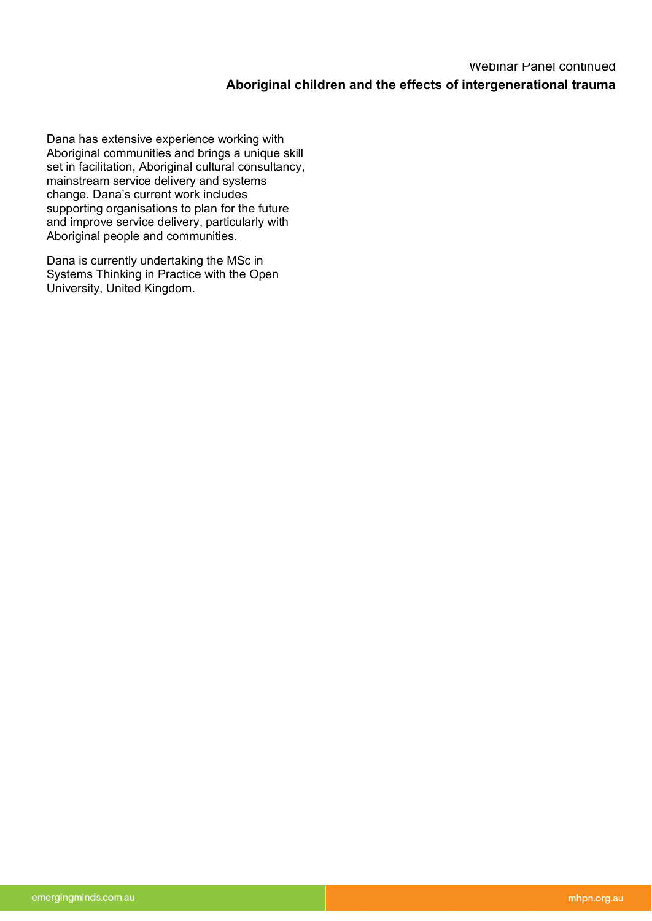Dana has extensive experience working with Aboriginal communities and brings a unique skill set in facilitation, Aboriginal cultural consultancy, mainstream service delivery and systems change. Dana's current work includes supporting organisations to plan for the future and improve service delivery, particularly with Aboriginal people and communities.

Dana is currently undertaking the MSc in Systems Thinking in Practice with the Open University, United Kingdom.